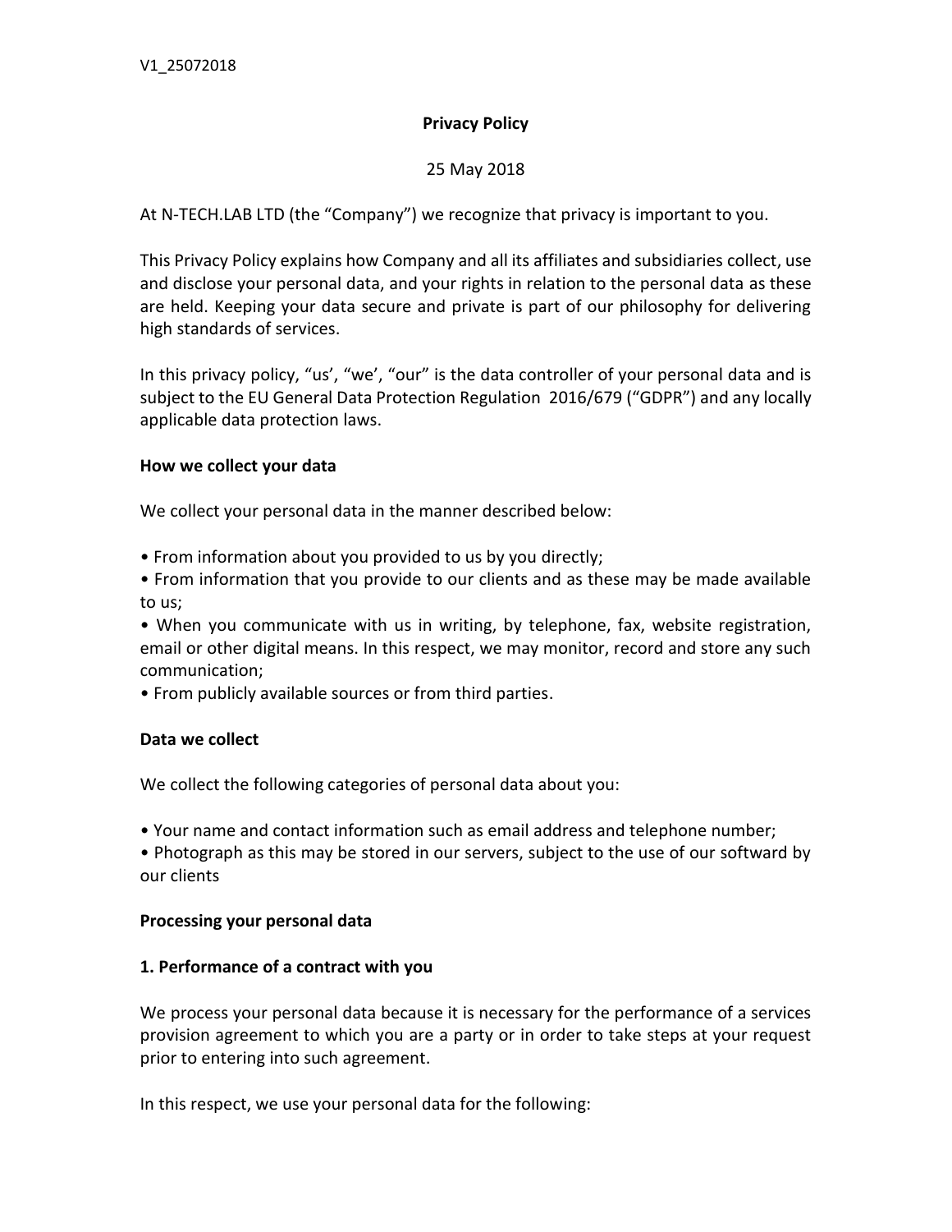V1_25072018

# Privacy Policy

25 May 2018

At N-TECH.LAB LTD (the "Company") we recognize that privacy is important to you.

This Privacy Policy explains how Company and all its affiliates and subsidiaries collect, use and disclose your personal data, and your rights in relation to the personal data as these are held. Keeping your data secure and private is part of our philosophy for delivering high standards of services.

In this privacy policy, "us', "we', "our" is the data controller of your personal data and is subject to the EU General Data Protection Regulation 2016/679 ("GDPR") and any locally applicable data protection laws.

## How we collect your data

We collect your personal data in the manner described below:

- From information about you provided to us by you directly;
- From information that you provide to our clients and as these may be made available to us;
- When you communicate with us in writing, by telephone, fax, website registration, email or other digital means. In this respect, we may monitor, record and store any such communication;
- From publicly available sources or from third parties.

## Data we collect

We collect the following categories of personal data about you:

- Your name and contact information such as email address and telephone number;
- Photograph as this may be stored in our servers, subject to the use of our softward by our clients

## Processing your personal data

### 1. Performance of a contract with you

We process your personal data because it is necessary for the performance of a services provision agreement to which you are a party or in order to take steps at your request prior to entering into such agreement.

In this respect, we use your personal data for the following: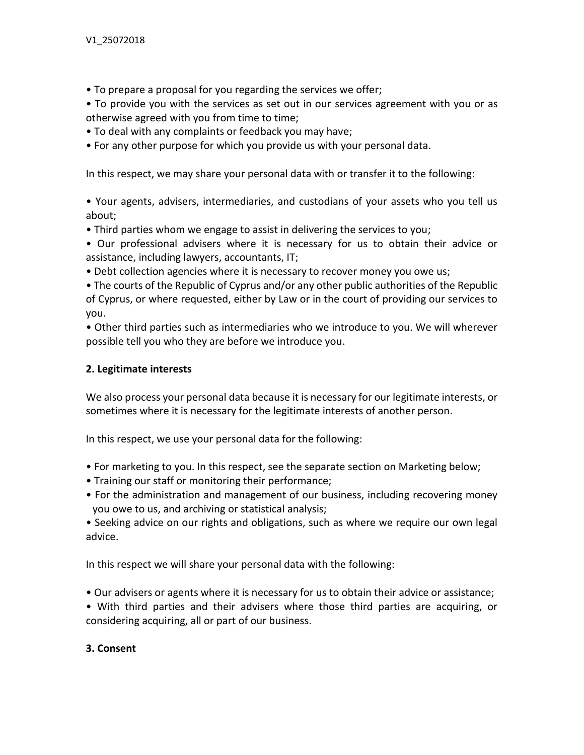- To prepare a proposal for you regarding the services we offer;
- To provide you with the services as set out in our services agreement with you or as otherwise agreed with you from time to time;
- To deal with any complaints or feedback you may have;
- For any other purpose for which you provide us with your personal data.

In this respect, we may share your personal data with or transfer it to the following:

- Your agents, advisers, intermediaries, and custodians of your assets who you tell us about;
- Third parties whom we engage to assist in delivering the services to you;
- Our professional advisers where it is necessary for us to obtain their advice or assistance, including lawyers, accountants, IT;
- Debt collection agencies where it is necessary to recover money you owe us;
- The courts of the Republic of Cyprus and/or any other public authorities of the Republic of Cyprus, or where requested, either by Law or in the court of providing our services to you.
- Other third parties such as intermediaries who we introduce to you. We will wherever possible tell you who they are before we introduce you.

**2. Legitimate interests**

We also process your personal data because it is necessary for our legitimate interests, or sometimes where it is necessary for the legitimate interests of another person.

In this respect, we use your personal data for the following:

- For marketing to you. In this respect, see the separate section on Marketing below;
- Training our staff or monitoring their performance;
- For the administration and management of our business, including recovering money you owe to us, and archiving or statistical analysis;
- Seeking advice on our rights and obligations, such as where we require our own legal advice.

In this respect we will share your personal data with the following:

- Our advisers or agents where it is necessary for us to obtain their advice or assistance;
- With third parties and their advisers where those third parties are acquiring, or considering acquiring, all or part of our business.

**3. Consent**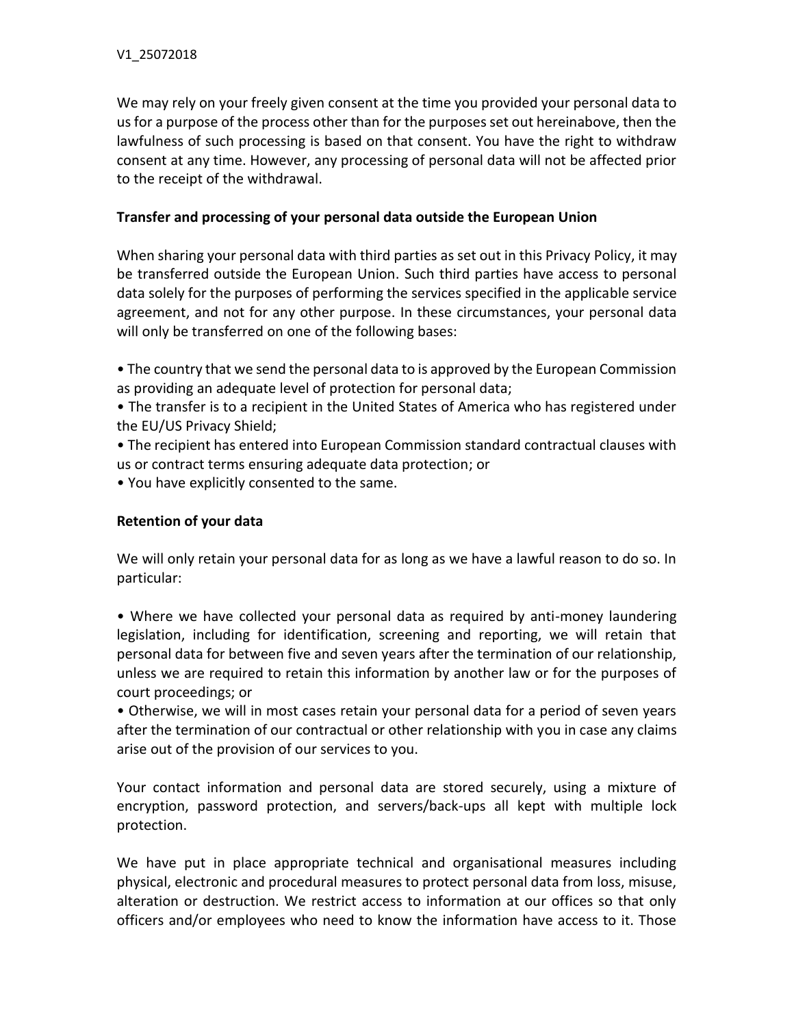We may rely on your freely given consent at the time you provided your personal data to us for a purpose of the process other than for the purposes set out hereinabove, then the lawfulness of such processing is based on that consent. You have the right to withdraw consent at any time. However, any processing of personal data will not be affected prior to the receipt of the withdrawal.

**Transfer and processing of your personal data outside the European Union**

When sharing your personal data with third parties as set out in this Privacy Policy, it may be transferred outside the European Union. Such third parties have access to personal data solely for the purposes of performing the services specified in the applicable service agreement, and not for any other purpose. In these circumstances, your personal data will only be transferred on one of the following bases:

- The country that we send the personal data to is approved by the European Commission as providing an adequate level of protection for personal data;
- The transfer is to a recipient in the United States of America who has registered under the EU/US Privacy Shield;
- The recipient has entered into European Commission standard contractual clauses with us or contract terms ensuring adequate data protection; or
- You have explicitly consented to the same.

**Retention of your data**

We will only retain your personal data for as long as we have a lawful reason to do so. In particular:

- Where we have collected your personal data as required by anti-money laundering legislation, including for identification, screening and reporting, we will retain that personal data for between five and seven years after the termination of our relationship, unless we are required to retain this information by another law or for the purposes of court proceedings; or
- Otherwise, we will in most cases retain your personal data for a period of seven years after the termination of our contractual or other relationship with you in case any claims arise out of the provision of our services to you.

Your contact information and personal data are stored securely, using a mixture of encryption, password protection, and servers/back-ups all kept with multiple lock protection.

We have put in place appropriate technical and organisational measures including physical, electronic and procedural measures to protect personal data from loss, misuse, alteration or destruction. We restrict access to information at our offices so that only officers and/or employees who need to know the information have access to it. Those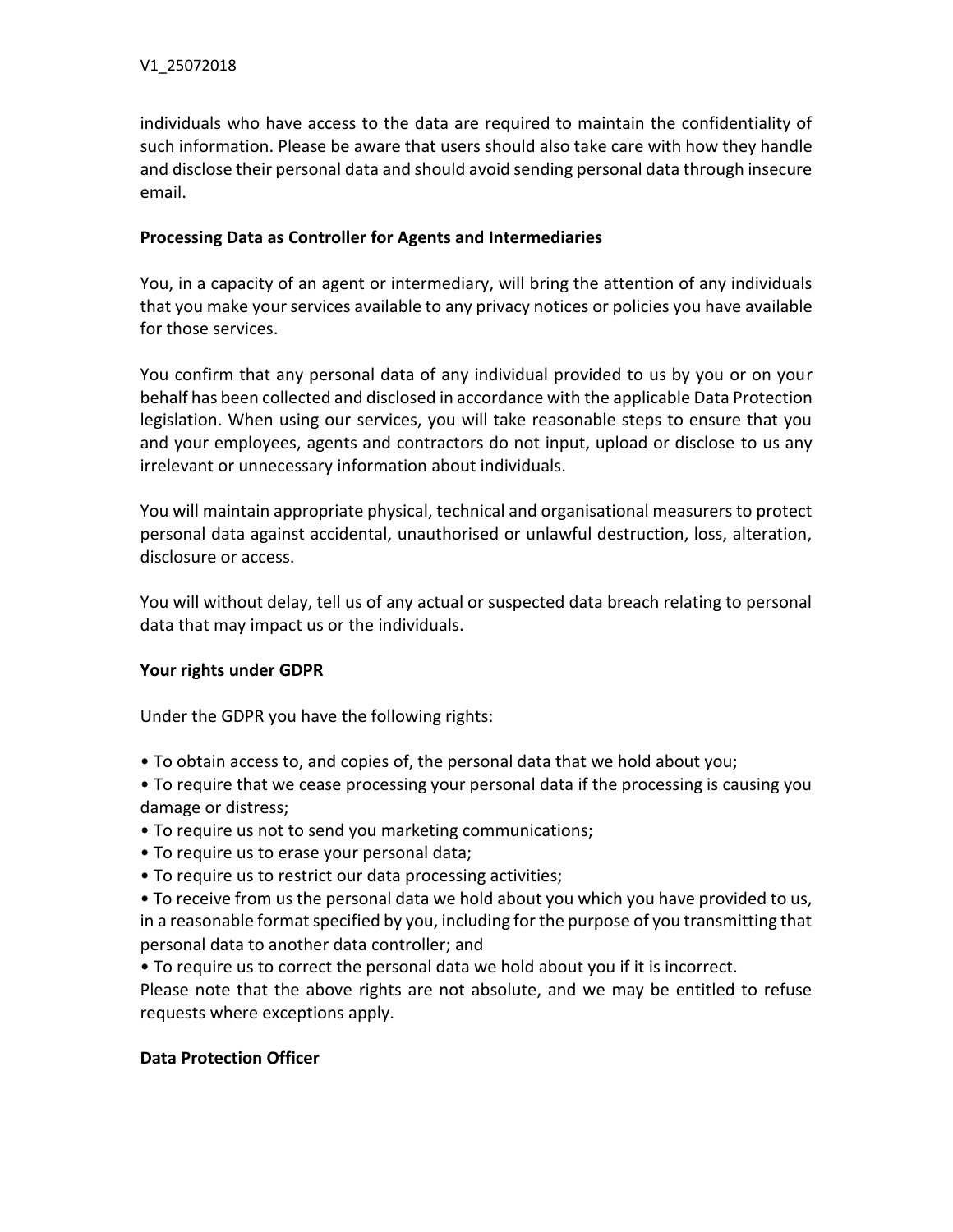individuals who have access to the data are required to maintain the confidentiality of such information. Please be aware that users should also take care with how they handle and disclose their personal data and should avoid sending personal data through insecure email.

**Processing Data as Controller for Agents and Intermediaries**

You, in a capacity of an agent or intermediary, will bring the attention of any individuals that you make your services available to any privacy notices or policies you have available for those services.

You confirm that any personal data of any individual provided to us by you or on your behalf has been collected and disclosed in accordance with the applicable Data Protection legislation. When using our services, you will take reasonable steps to ensure that you and your employees, agents and contractors do not input, upload or disclose to us any irrelevant or unnecessary information about individuals.

You will maintain appropriate physical, technical and organisational measurers to protect personal data against accidental, unauthorised or unlawful destruction, loss, alteration, disclosure or access.

You will without delay, tell us of any actual or suspected data breach relating to personal data that may impact us or the individuals.

**Your rights under GDPR**

Under the GDPR you have the following rights:

- To obtain access to, and copies of, the personal data that we hold about you;
- To require that we cease processing your personal data if the processing is causing you damage or distress;
- To require us not to send you marketing communications;
- To require us to erase your personal data;
- To require us to restrict our data processing activities;
- To receive from us the personal data we hold about you which you have provided to us, in a reasonable format specified by you, including for the purpose of you transmitting that personal data to another data controller; and
- To require us to correct the personal data we hold about you if it is incorrect.

Please note that the above rights are not absolute, and we may be entitled to refuse requests where exceptions apply.

**Data Protection Officer**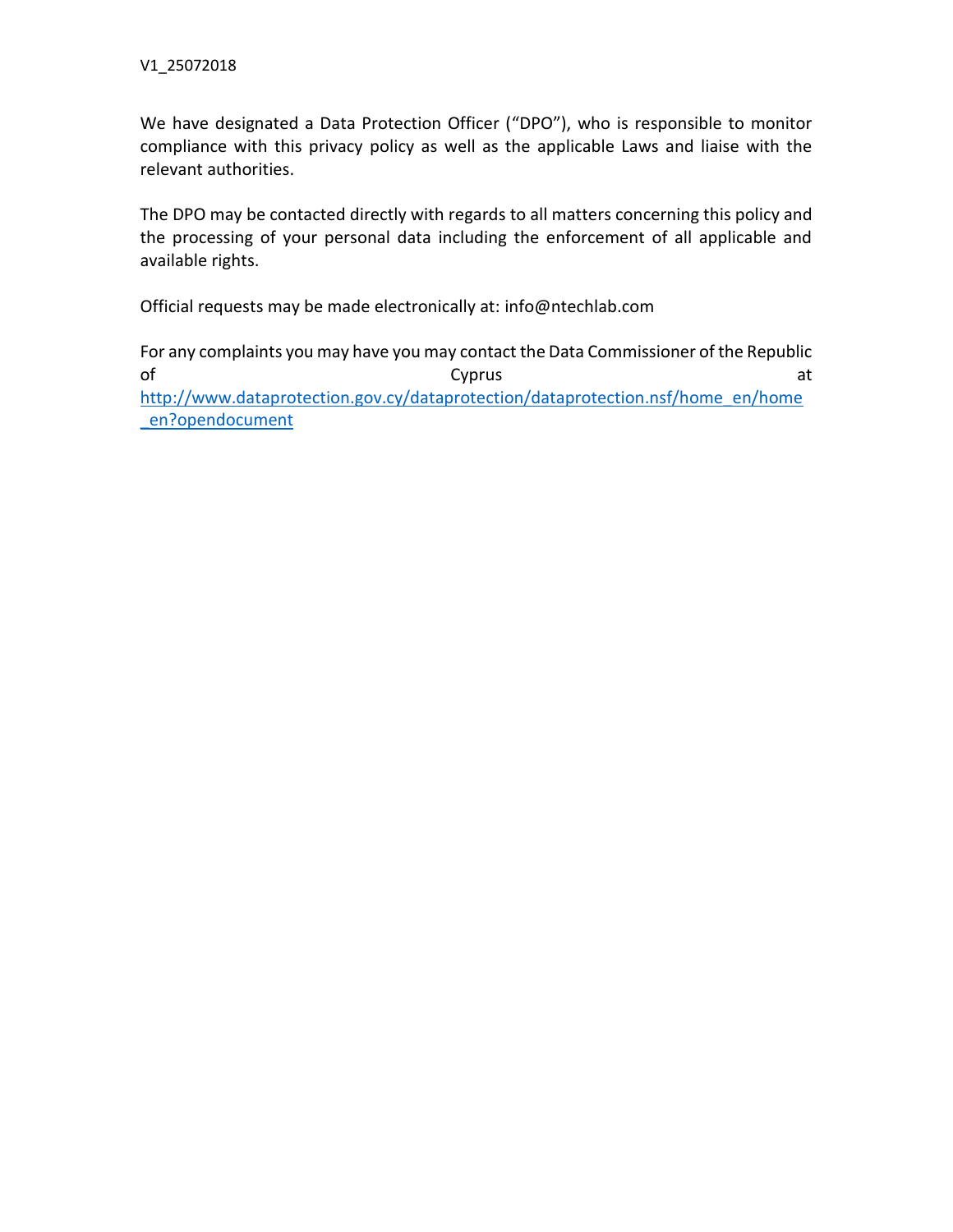We have designated a Data Protection Officer ("DPO"), who is responsible to monitor compliance with this privacy policy as well as the applicable Laws and liaise with the relevant authorities.

The DPO may be contacted directly with regards to all matters concerning this policy and the processing of your personal data including the enforcement of all applicable and available rights.

Official requests may be made electronically at: info@ntechlab.com

For any complaints you may have you may contact the Data Commissioner of the Republic of Cyprus at http://www.dataprotection.gov.cy/dataprotection/dataprotection.nsf/home_en/home_en?opendocument